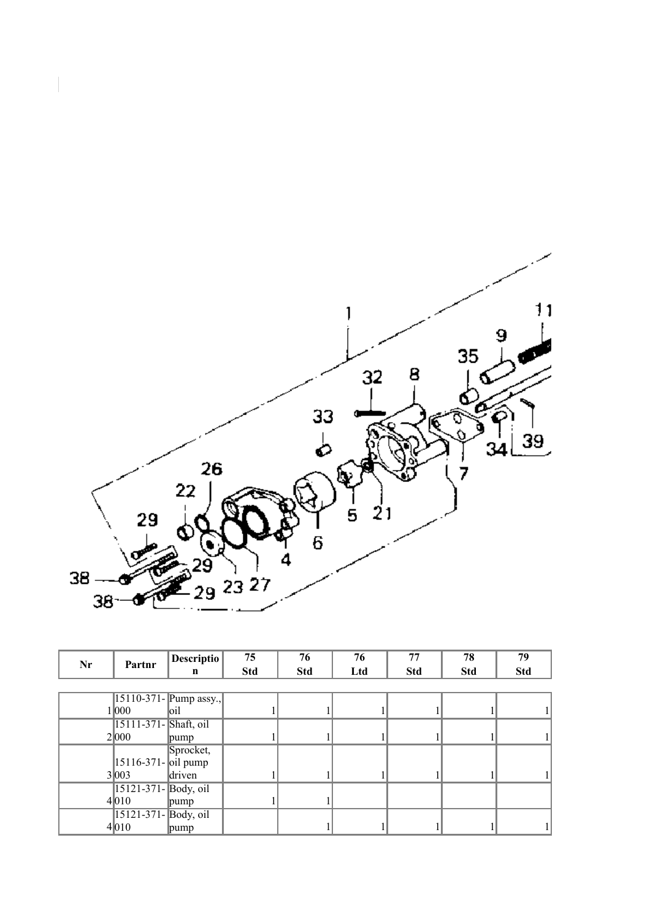| Nr | Partnr | Description | 75 Std | 76 Std | 76 Ltd | 77 Std | 78 Std | 79 Std |
|---|---|---|---|---|---|---|---|---|
| 1 | 15110-371-000 | Pump assy., oil | 1 | 1 | 1 | 1 | 1 | 1 |
| 2 | 15111-371-000 | Shaft, oil pump | 1 | 1 | 1 | 1 | 1 | 1 |
| 3 | 15116-371-003 | Sprocket, oil pump driven | 1 | 1 | 1 | 1 | 1 | 1 |
| 4 | 15121-371-010 | Body, oil pump | 1 | 1 | | | | |
| 4 | 15121-371-010 | Body, oil pump | | 1 | 1 | 1 | 1 | 1 |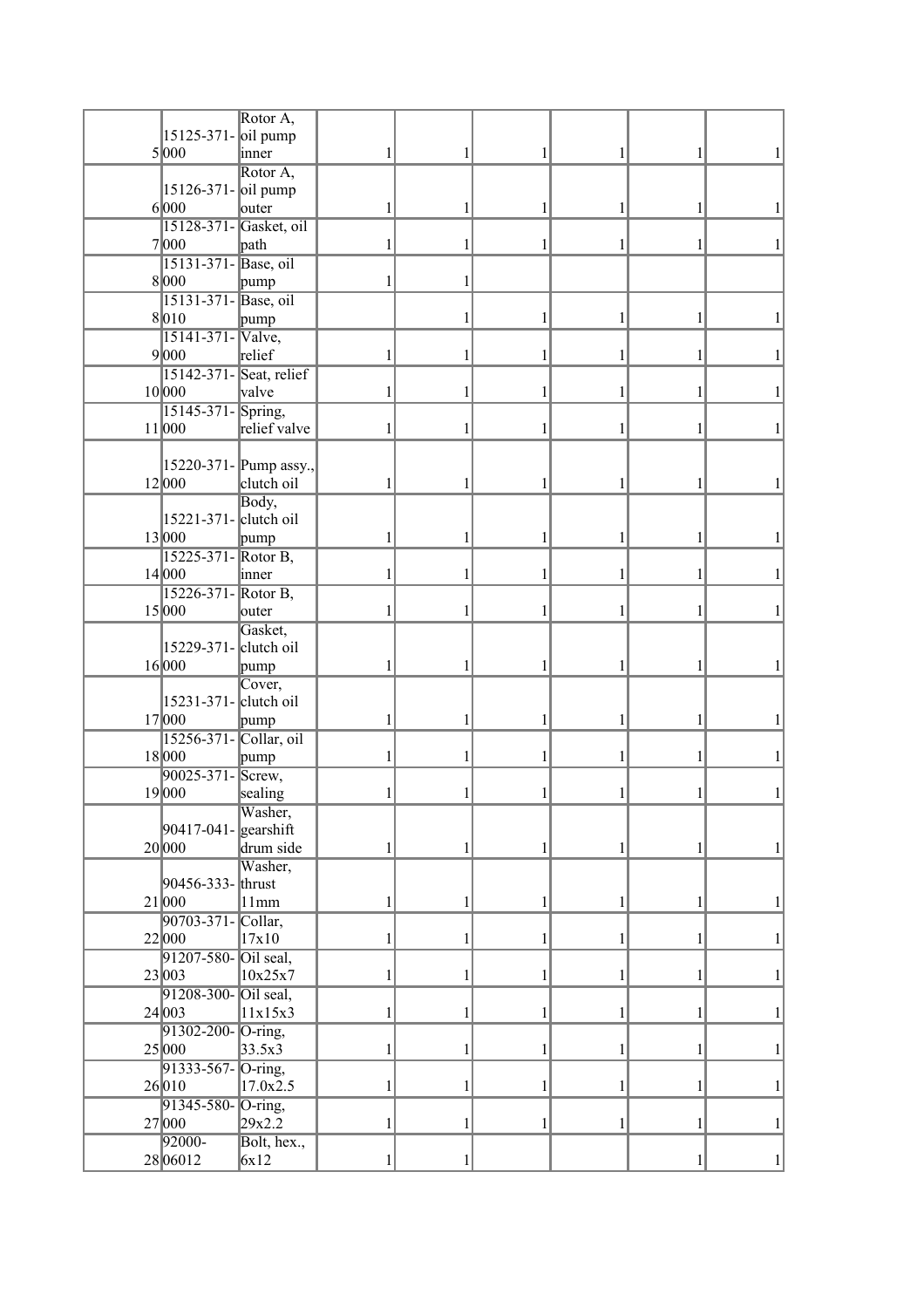| | | | | | | | | |
|---|---|---|---|---|---|---|---|---|
| 5 | 15125-371-000 | Rotor A, oil pump inner | 1 | 1 | 1 | 1 | 1 | 1 |
| 6 | 15126-371-000 | Rotor A, oil pump outer | 1 | 1 | 1 | 1 | 1 | 1 |
| 7 | 15128-371-000 | Gasket, oil path | 1 | 1 | 1 | 1 | 1 | 1 |
| 8 | 15131-371-000 | Base, oil pump | 1 | 1 | | | | |
| 8 | 15131-371-010 | Base, oil pump | | 1 | 1 | 1 | 1 | 1 |
| 9 | 15141-371-000 | Valve, relief | 1 | 1 | 1 | 1 | 1 | 1 |
| 10 | 15142-371-000 | Seat, relief valve | 1 | 1 | 1 | 1 | 1 | 1 |
| 11 | 15145-371-000 | Spring, relief valve | 1 | 1 | 1 | 1 | 1 | 1 |
| 12 | 15220-371-000 | Pump assy., clutch oil | 1 | 1 | 1 | 1 | 1 | 1 |
| 13 | 15221-371-000 | Body, clutch oil pump | 1 | 1 | 1 | 1 | 1 | 1 |
| 14 | 15225-371-000 | Rotor B, inner | 1 | 1 | 1 | 1 | 1 | 1 |
| 15 | 15226-371-000 | Rotor B, outer | 1 | 1 | 1 | 1 | 1 | 1 |
| 16 | 15229-371-000 | Gasket, clutch oil pump | 1 | 1 | 1 | 1 | 1 | 1 |
| 17 | 15231-371-000 | Cover, clutch oil pump | 1 | 1 | 1 | 1 | 1 | 1 |
| 18 | 15256-371-000 | Collar, oil pump | 1 | 1 | 1 | 1 | 1 | 1 |
| 19 | 90025-371-000 | Screw, sealing | 1 | 1 | 1 | 1 | 1 | 1 |
| 20 | 90417-041-000 | Washer, gearshift drum side | 1 | 1 | 1 | 1 | 1 | 1 |
| 21 | 90456-333-000 | Washer, thrust 11mm | 1 | 1 | 1 | 1 | 1 | 1 |
| 22 | 90703-371-000 | Collar, 17x10 | 1 | 1 | 1 | 1 | 1 | 1 |
| 23 | 91207-580-003 | Oil seal, 10x25x7 | 1 | 1 | 1 | 1 | 1 | 1 |
| 24 | 91208-300-003 | Oil seal, 11x15x3 | 1 | 1 | 1 | 1 | 1 | 1 |
| 25 | 91302-200-000 | O-ring, 33.5x3 | 1 | 1 | 1 | 1 | 1 | 1 |
| 26 | 91333-567-010 | O-ring, 17.0x2.5 | 1 | 1 | 1 | 1 | 1 | 1 |
| 27 | 91345-580-000 | O-ring, 29x2.2 | 1 | 1 | 1 | 1 | 1 | 1 |
| 28 | 92000-06012 | Bolt, hex., 6x12 | 1 | 1 | | | 1 | 1 |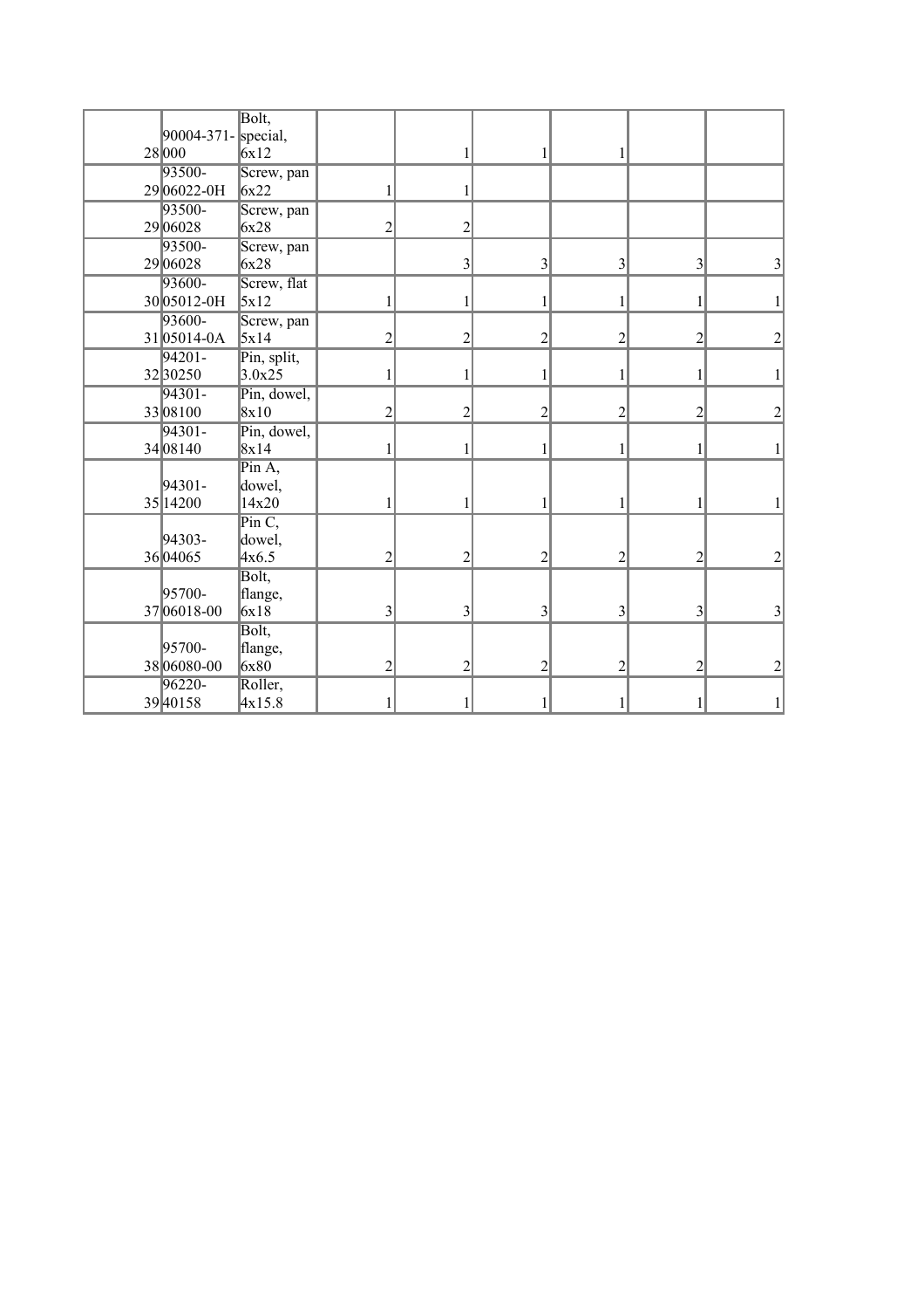| | | | | | | | | |
|---|---|---|---|---|---|---|---|---|
| 28 | 90004-371-000 | Bolt, special, 6x12 | | 1 | 1 | 1 | | |
| 29 | 93500-06022-0H | Screw, pan 6x22 | 1 | 1 | | | | |
| 29 | 93500-06028 | Screw, pan 6x28 | 2 | 2 | | | | |
| 29 | 93500-06028 | Screw, pan 6x28 | | 3 | 3 | 3 | 3 | 3 |
| 30 | 93600-05012-0H | Screw, flat 5x12 | 1 | 1 | 1 | 1 | 1 | 1 |
| 31 | 93600-05014-0A | Screw, pan 5x14 | 2 | 2 | 2 | 2 | 2 | 2 |
| 32 | 94201-30250 | Pin, split, 3.0x25 | 1 | 1 | 1 | 1 | 1 | 1 |
| 33 | 94301-08100 | Pin, dowel, 8x10 | 2 | 2 | 2 | 2 | 2 | 2 |
| 34 | 94301-08140 | Pin, dowel, 8x14 | 1 | 1 | 1 | 1 | 1 | 1 |
| 35 | 94301-14200 | Pin A, dowel, 14x20 | 1 | 1 | 1 | 1 | 1 | 1 |
| 36 | 94303-04065 | Pin C, dowel, 4x6.5 | 2 | 2 | 2 | 2 | 2 | 2 |
| 37 | 95700-06018-00 | Bolt, flange, 6x18 | 3 | 3 | 3 | 3 | 3 | 3 |
| 38 | 95700-06080-00 | Bolt, flange, 6x80 | 2 | 2 | 2 | 2 | 2 | 2 |
| 39 | 96220-40158 | Roller, 4x15.8 | 1 | 1 | 1 | 1 | 1 | 1 |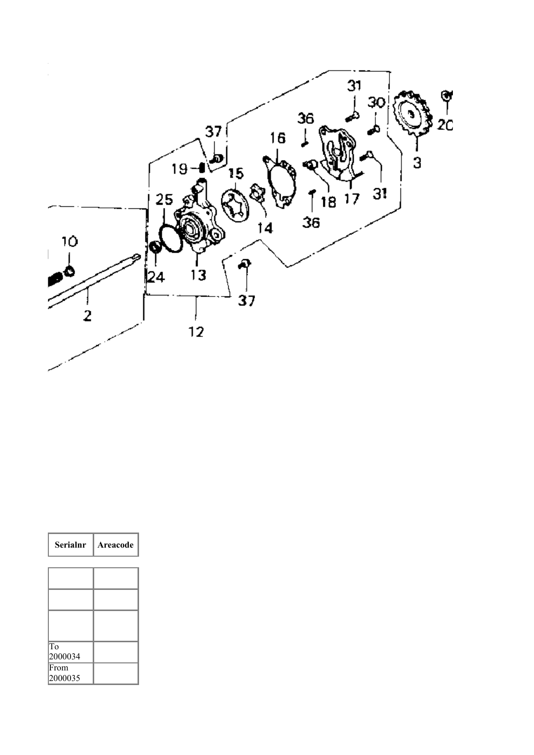| Serialnr | Areacode |
| --- | --- |
| | |
| | |
| | |
| To 2000034 | |
| From 2000035 | |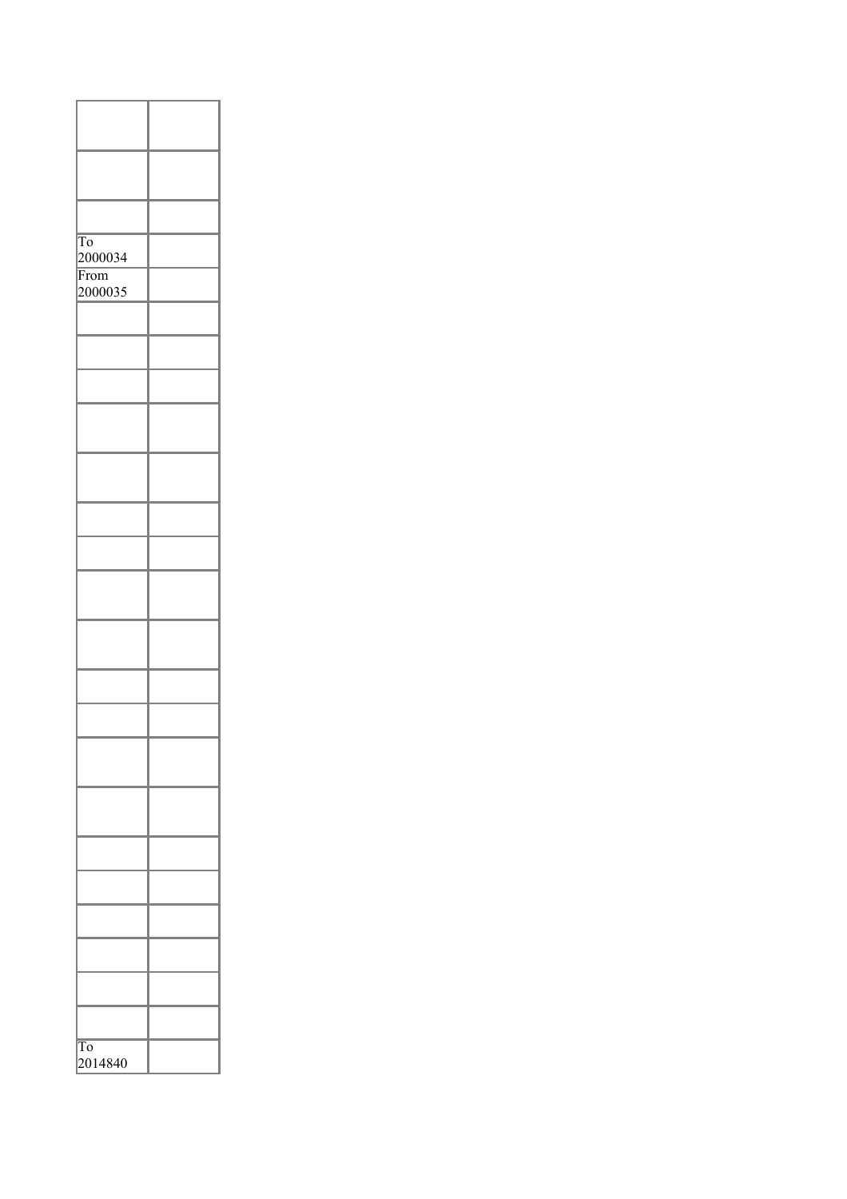| | |
|---|---|
| | |
| | |
| | |
| To 2000034 | |
| From 2000035 | |
| | |
| | |
| | |
| | |
| | |
| | |
| | |
| | |
| | |
| | |
| | |
| | |
| | |
| | |
| | |
| | |
| | |
| | |
| | |
| To 2014840 | |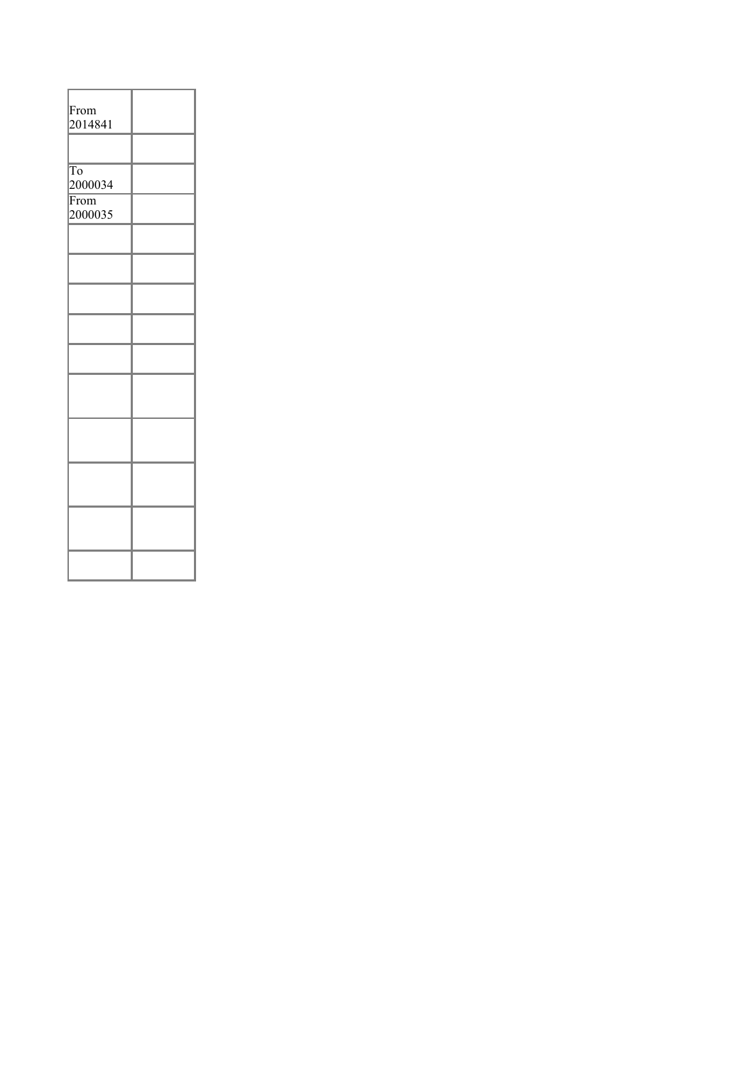| From 2014841 | |
|---|---|
| | |
| To 2000034 | |
| From 2000035 | |
| | |
| | |
| | |
| | |
| | |
| | |
| | |
| | |
| | |
| | |